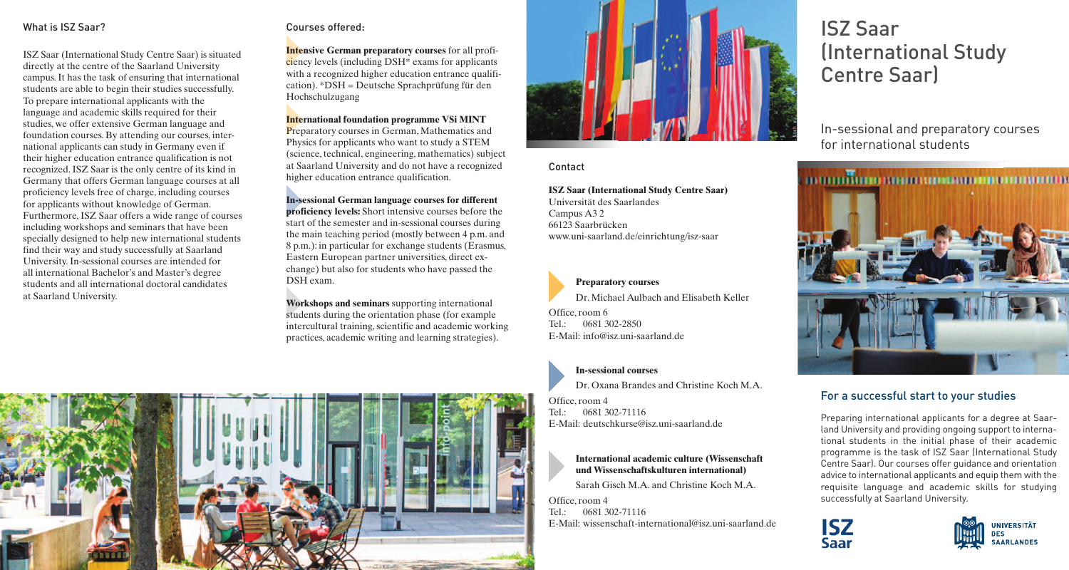# ISZ Saar (International Study Centre Saar)

In-sessional and preparatory courses for international students

## What is ISZ Saar?

ISZ Saar (International Study Centre Saar) is situated directly at the centre of the Saarland University campus. It has the task of ensuring that international students are able to begin their studies successfully. To prepare international applicants with the language and academic skills required for their studies, we offer extensive German language and foundation courses. By attending our courses, international applicants can study in Germany even if their higher education entrance qualification is not recognized. ISZ Saar is the only centre of its kind in Germany that offers German language courses at all proficiency levels free of charge, including courses for applicants without knowledge of German. Furthermore, ISZ Saar offers a wide range of courses including workshops and seminars that have been specially designed to help new international students find their way and study successfully at Saarland University. In-sessional courses are intended for all international Bachelor's and Master's degree students and all international doctoral candidates at Saarland University.

## Courses offered:

**Intensive German preparatory courses** for all proficiency levels (including DSH* exams for applicants with a recognized higher education entrance qualification). *DSH = Deutsche Sprachprüfung für den Hochschulzugang

**International foundation programme VSi MINT**
Preparatory courses in German, Mathematics and Physics for applicants who want to study a STEM (science, technical, engineering, mathematics) subject at Saarland University and do not have a recognized higher education entrance qualification.

**In-sessional German language courses for different proficiency levels:** Short intensive courses before the start of the semester and in-sessional courses during the main teaching period (mostly between 4 p.m. and 8 p.m.): in particular for exchange students (Erasmus, Eastern European partner universities, direct exchange) but also for students who have passed the DSH exam.

**Workshops and seminars** supporting international students during the orientation phase (for example intercultural training, scientific and academic working practices, academic writing and learning strategies).

## Contact

**ISZ Saar (International Study Centre Saar)**
Universität des Saarlandes
Campus A3 2
66123 Saarbrücken
www.uni-saarland.de/einrichtung/isz-saar

**Preparatory courses**
Dr. Michael Aulbach and Elisabeth Keller
Office, room 6
Tel.: 0681 302-2850
E-Mail: info@isz.uni-saarland.de

**In-sessional courses**
Dr. Oxana Brandes and Christine Koch M.A.
Office, room 4
Tel.: 0681 302-71116
E-Mail: deutschkurse@isz.uni-saarland.de

**International academic culture (Wissenschaft und Wissenschaftskulturen international)**
Sarah Gisch M.A. and Christine Koch M.A.
Office, room 4
Tel.: 0681 302-71116
E-Mail: wissenschaft-international@isz.uni-saarland.de

## For a successful start to your studies

Preparing international applicants for a degree at Saarland University and providing ongoing support to international students in the initial phase of their academic programme is the task of ISZ Saar (International Study Centre Saar). Our courses offer guidance and orientation advice to international applicants and equip them with the requisite language and academic skills for studying successfully at Saarland University.

ISZ Saar

Universität des Saarlandes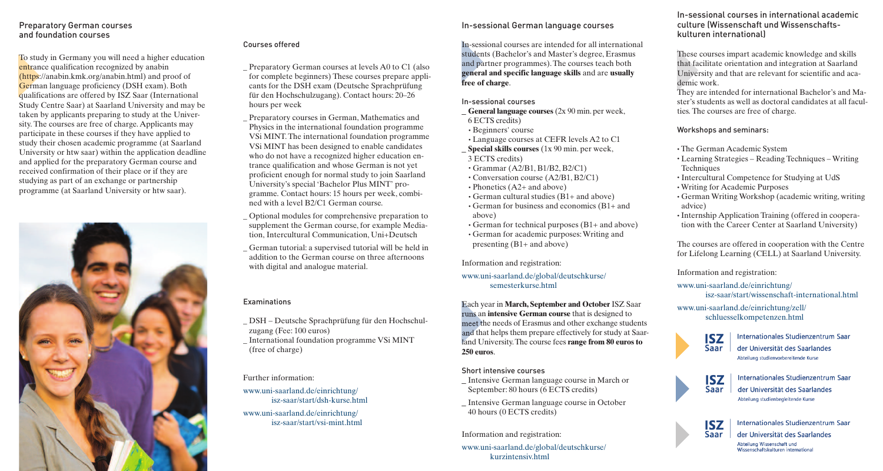## Preparatory German courses and foundation courses

To study in Germany you will need a higher education entrance qualification recognized by anabin (https://anabin.kmk.org/anabin.html) and proof of German language proficiency (DSH exam). Both qualifications are offered by ISZ Saar (International Study Centre Saar) at Saarland University and may be taken by applicants preparing to study at the University. The courses are free of charge. Applicants may participate in these courses if they have applied to study their chosen academic programme (at Saarland University or htw saar) within the application deadline and applied for the preparatory German course and received confirmation of their place or if they are studying as part of an exchange or partnership programme (at Saarland University or htw saar).

### Courses offered

_ Preparatory German courses at levels A0 to C1 (also for complete beginners) These courses prepare applicants for the DSH exam (Deutsche Sprachprüfung für den Hochschulzugang). Contact hours: 20–26 hours per week

_ Preparatory courses in German, Mathematics and Physics in the international foundation programme VSi MINT. The international foundation programme VSi MINT has been designed to enable candidates who do not have a recognized higher education entrance qualification and whose German is not yet proficient enough for normal study to join Saarland University's special 'Bachelor Plus MINT' programme. Contact hours: 15 hours per week, combined with a level B2/C1 German course.

_ Optional modules for comprehensive preparation to supplement the German course, for example Mediation, Intercultural Communication, Uni+Deutsch

_ German tutorial: a supervised tutorial will be held in addition to the German course on three afternoons with digital and analogue material.

### Examinations

_ DSH – Deutsche Sprachprüfung für den Hochschulzugang (Fee: 100 euros)
_ International foundation programme VSi MINT (free of charge)

Further information:

www.uni-saarland.de/einrichtung/isz-saar/start/dsh-kurse.html

www.uni-saarland.de/einrichtung/isz-saar/start/vsi-mint.html

## In-sessional German language courses

In-sessional courses are intended for all international students (Bachelor's and Master's degree, Erasmus and partner programmes). The courses teach both **general and specific language skills** and are **usually free of charge**.

### In-sessional courses

_ **General language courses** (2x 90 min. per week, 6 ECTS credits)
- Beginners' course
- Language courses at CEFR levels A2 to C1

_ **Special skills courses** (1x 90 min. per week, 3 ECTS credits)
- Grammar (A2/B1, B1/B2, B2/C1)
- Conversation course (A2/B1, B2/C1)
- Phonetics (A2+ and above)
- German cultural studies (B1+ and above)
- German for business and economics (B1+ and above)
- German for technical purposes (B1+ and above)
- German for academic purposes: Writing and presenting (B1+ and above)

Information and registration:

www.uni-saarland.de/global/deutschkurse/semesterkurse.html

Each year in **March, September and October** ISZ Saar runs an **intensive German course** that is designed to meet the needs of Erasmus and other exchange students and that helps them prepare effectively for study at Saarland University. The course fees **range from 80 euros to 250 euros**.

### Short intensive courses

_ Intensive German language course in March or September: 80 hours (6 ECTS credits)

_ Intensive German language course in October 40 hours (0 ECTS credits)

Information and registration:

www.uni-saarland.de/global/deutschkurse/kurzintensiv.html

## In-sessional courses in international academic culture (Wissenschaft und Wissenschaftskulturen international)

These courses impart academic knowledge and skills that facilitate orientation and integration at Saarland University and that are relevant for scientific and academic work.

They are intended for international Bachelor's and Master's students as well as doctoral candidates at all faculties. The courses are free of charge.

### Workshops and seminars:

- The German Academic System
- Learning Strategies – Reading Techniques – Writing Techniques
- Intercultural Competence for Studying at UdS
- Writing for Academic Purposes
- German Writing Workshop (academic writing, writing advice)
- Internship Application Training (offered in cooperation with the Career Center at Saarland University)

The courses are offered in cooperation with the Centre for Lifelong Learning (CELL) at Saarland University.

Information and registration:

www.uni-saarland.de/einrichtung/isz-saar/start/wissenschaft-international.html

www.uni-saarland.de/einrichtung/zell/schluesselkompetenzen.html

ISZ Saar | Internationales Studienzentrum Saar der Universität des Saarlandes
Abteilung studienvorbereitende Kurse

ISZ Saar | Internationales Studienzentrum Saar der Universität des Saarlandes
Abteilung studienbegleitende Kurse

ISZ Saar | Internationales Studienzentrum Saar der Universität des Saarlandes
Abteilung Wissenschaft und Wissenschaftskulturen International